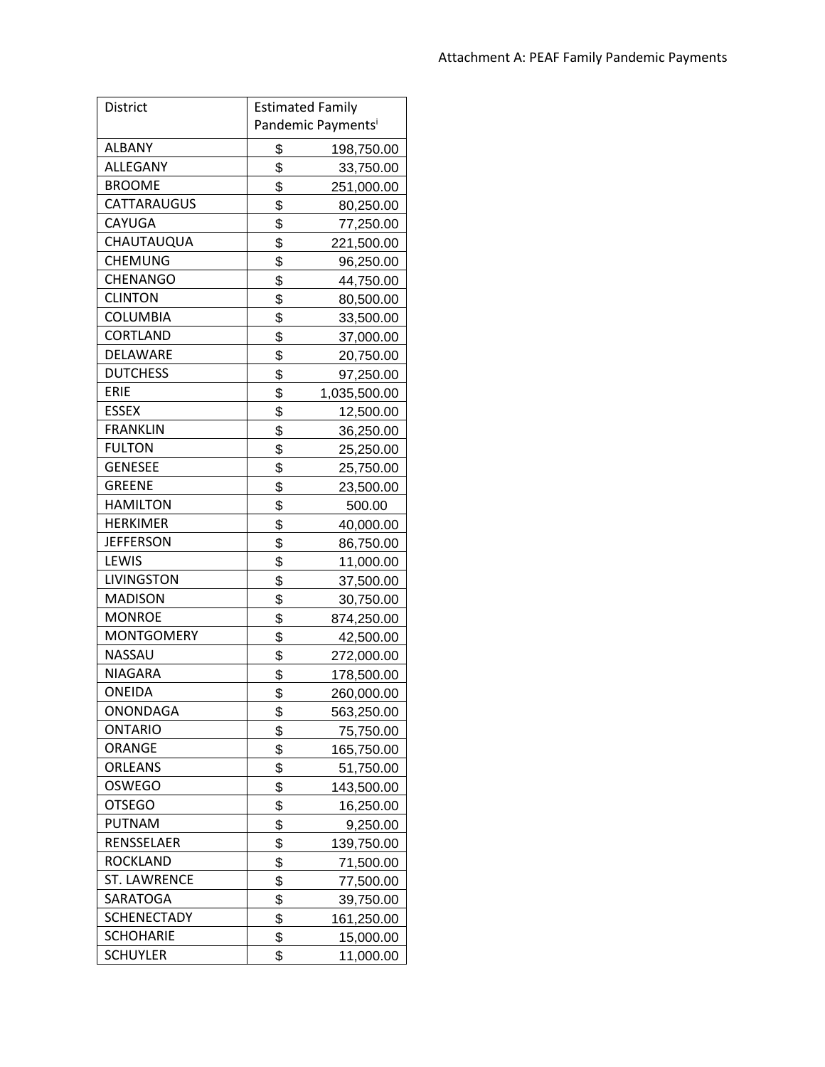Attachment A: PEAF Family Pandemic Payments

| District | Estimated Family Pandemic Payments[i] |
|---|---|
| ALBANY | $ 198,750.00 |
| ALLEGANY | $ 33,750.00 |
| BROOME | $ 251,000.00 |
| CATTARAUGUS | $ 80,250.00 |
| CAYUGA | $ 77,250.00 |
| CHAUTAUQUA | $ 221,500.00 |
| CHEMUNG | $ 96,250.00 |
| CHENANGO | $ 44,750.00 |
| CLINTON | $ 80,500.00 |
| COLUMBIA | $ 33,500.00 |
| CORTLAND | $ 37,000.00 |
| DELAWARE | $ 20,750.00 |
| DUTCHESS | $ 97,250.00 |
| ERIE | $ 1,035,500.00 |
| ESSEX | $ 12,500.00 |
| FRANKLIN | $ 36,250.00 |
| FULTON | $ 25,250.00 |
| GENESEE | $ 25,750.00 |
| GREENE | $ 23,500.00 |
| HAMILTON | $ 500.00 |
| HERKIMER | $ 40,000.00 |
| JEFFERSON | $ 86,750.00 |
| LEWIS | $ 11,000.00 |
| LIVINGSTON | $ 37,500.00 |
| MADISON | $ 30,750.00 |
| MONROE | $ 874,250.00 |
| MONTGOMERY | $ 42,500.00 |
| NASSAU | $ 272,000.00 |
| NIAGARA | $ 178,500.00 |
| ONEIDA | $ 260,000.00 |
| ONONDAGA | $ 563,250.00 |
| ONTARIO | $ 75,750.00 |
| ORANGE | $ 165,750.00 |
| ORLEANS | $ 51,750.00 |
| OSWEGO | $ 143,500.00 |
| OTSEGO | $ 16,250.00 |
| PUTNAM | $ 9,250.00 |
| RENSSELAER | $ 139,750.00 |
| ROCKLAND | $ 71,500.00 |
| ST. LAWRENCE | $ 77,500.00 |
| SARATOGA | $ 39,750.00 |
| SCHENECTADY | $ 161,250.00 |
| SCHOHARIE | $ 15,000.00 |
| SCHUYLER | $ 11,000.00 |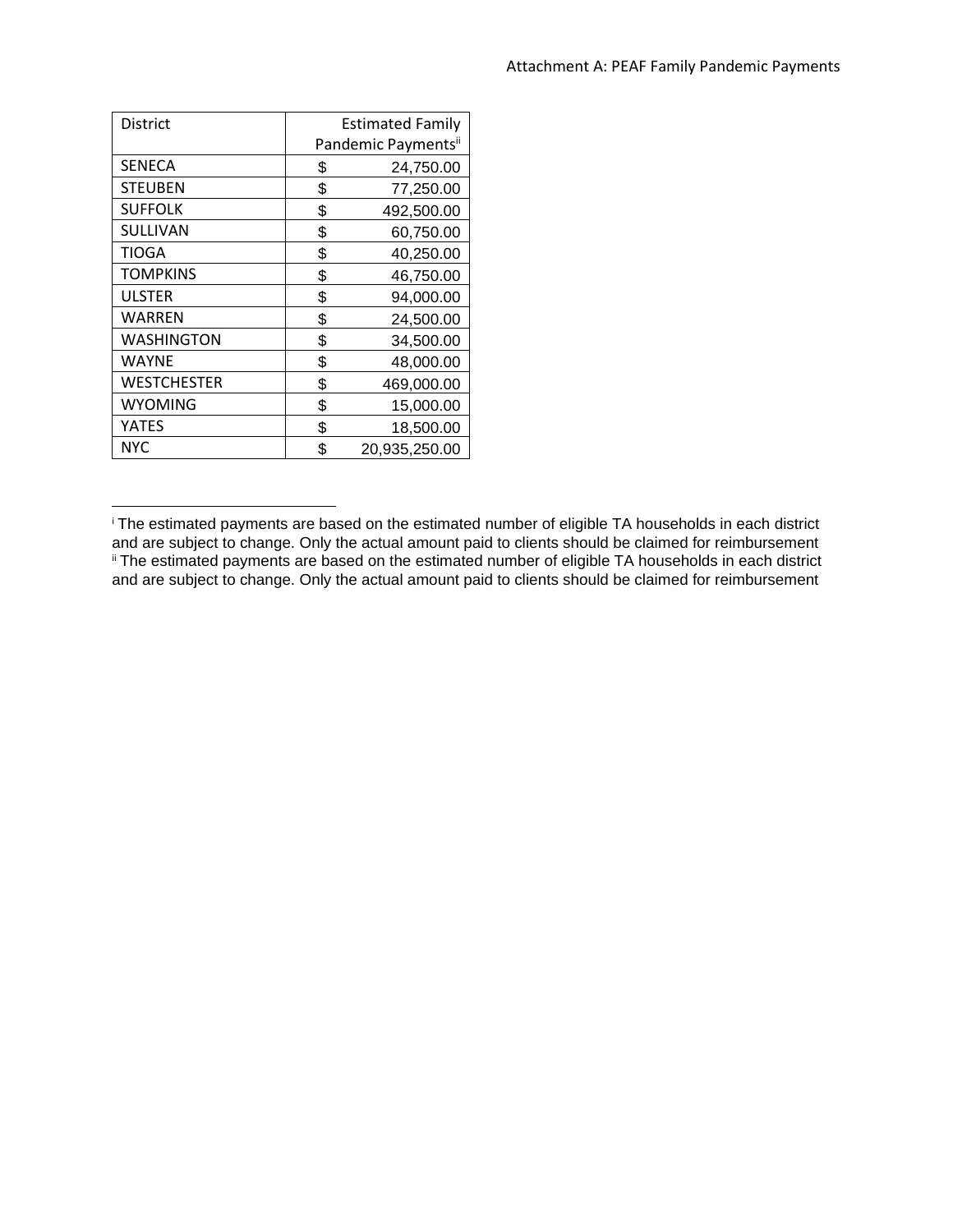| District | Estimated Family Pandemic Payments[ii] |
|---|---|
| SENECA | $ 24,750.00 |
| STEUBEN | $ 77,250.00 |
| SUFFOLK | $ 492,500.00 |
| SULLIVAN | $ 60,750.00 |
| TIOGA | $ 40,250.00 |
| TOMPKINS | $ 46,750.00 |
| ULSTER | $ 94,000.00 |
| WARREN | $ 24,500.00 |
| WASHINGTON | $ 34,500.00 |
| WAYNE | $ 48,000.00 |
| WESTCHESTER | $ 469,000.00 |
| WYOMING | $ 15,000.00 |
| YATES | $ 18,500.00 |
| NYC | $ 20,935,250.00 |

---

[i] The estimated payments are based on the estimated number of eligible TA households in each district and are subject to change. Only the actual amount paid to clients should be claimed for reimbursement

[ii] The estimated payments are based on the estimated number of eligible TA households in each district and are subject to change. Only the actual amount paid to clients should be claimed for reimbursement